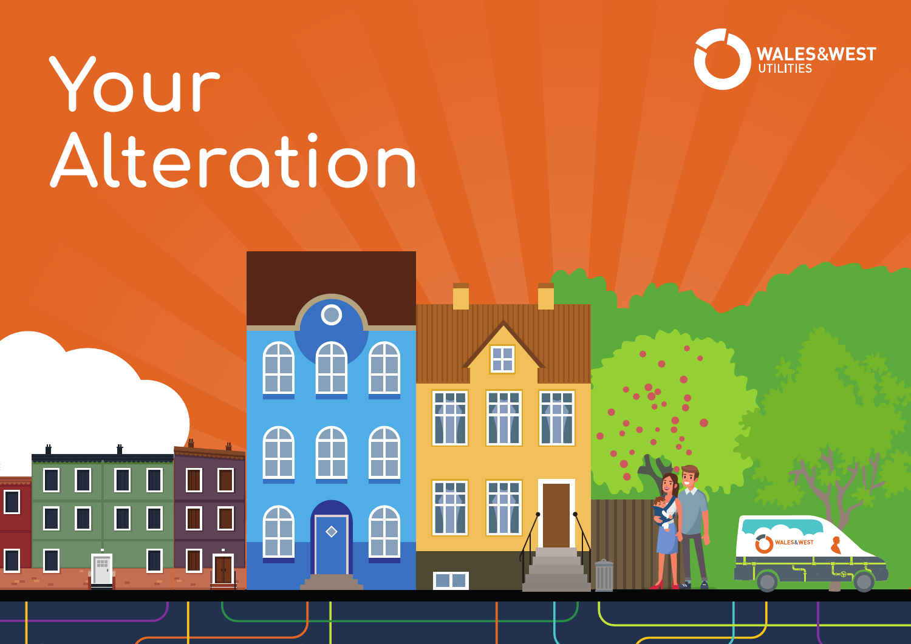# Your Alteration

WALES&WEST UTILITIES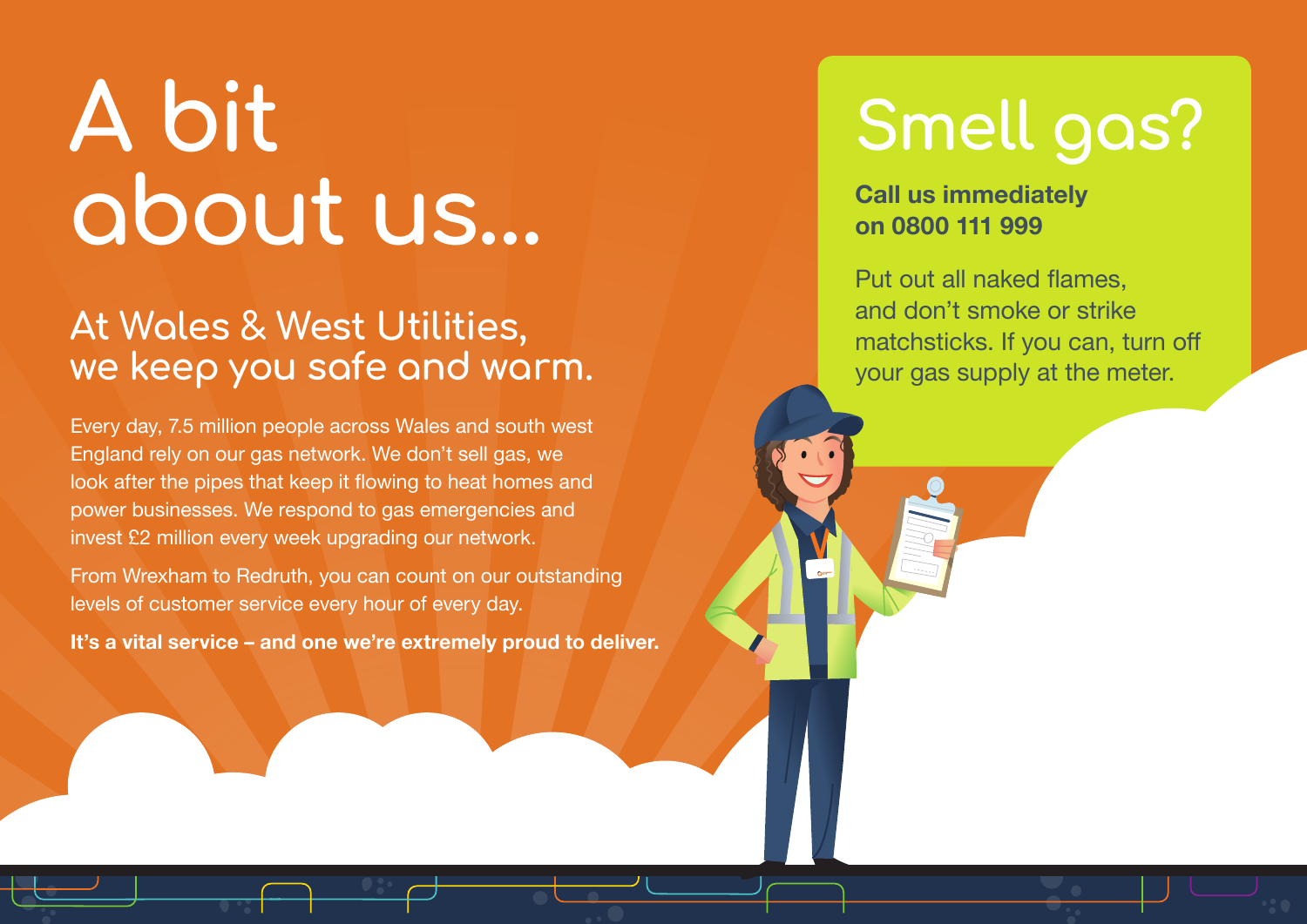# A bit about us...

## At Wales & West Utilities, we keep you safe and warm.

Every day, 7.5 million people across Wales and south west England rely on our gas network. We don't sell gas, we look after the pipes that keep it flowing to heat homes and power businesses. We respond to gas emergencies and invest £2 million every week upgrading our network.

From Wrexham to Redruth, you can count on our outstanding levels of customer service every hour of every day.

**It's a vital service – and one we're extremely proud to deliver.**

## Smell gas?

**Call us immediately on 0800 111 999**

Put out all naked flames, and don't smoke or strike matchsticks. If you can, turn off your gas supply at the meter.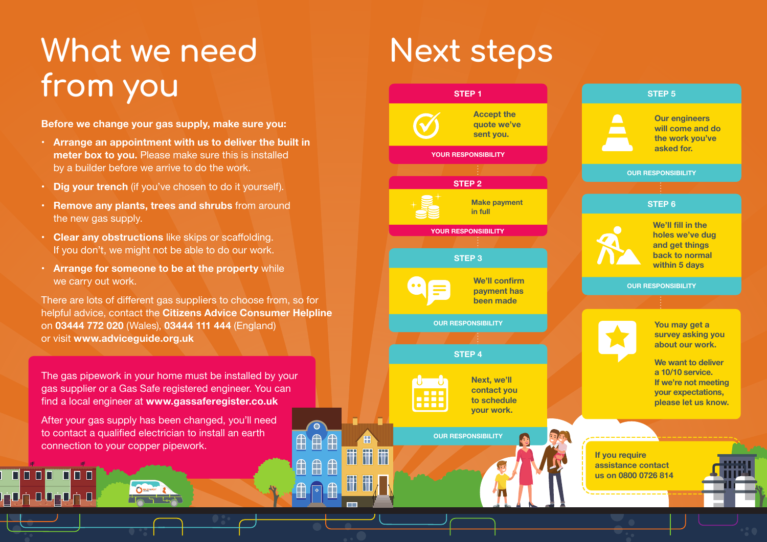# What we need from you

**Before we change your gas supply, make sure you:**

- **Arrange an appointment with us to deliver the built in meter box to you.** Please make sure this is installed by a builder before we arrive to do the work.
- **Dig your trench** (if you've chosen to do it yourself).
- **Remove any plants, trees and shrubs** from around the new gas supply.
- **Clear any obstructions** like skips or scaffolding. If you don't, we might not be able to do our work.
- **Arrange for someone to be at the property** while we carry out work.

There are lots of different gas suppliers to choose from, so for helpful advice, contact the **Citizens Advice Consumer Helpline** on **03444 772 020** (Wales), **03444 111 444** (England) or visit **www.adviceguide.org.uk**

The gas pipework in your home must be installed by your gas supplier or a Gas Safe registered engineer. You can find a local engineer at **www.gassaferegister.co.uk**

After your gas supply has been changed, you'll need to contact a qualified electrician to install an earth connection to your copper pipework.

# Next steps

**STEP 1**

Accept the quote we've sent you.

YOUR RESPONSIBILITY

**STEP 2**

Make payment in full

YOUR RESPONSIBILITY

**STEP 3**

We'll confirm payment has been made

OUR RESPONSIBILITY

**STEP 4**

Next, we'll contact you to schedule your work.

OUR RESPONSIBILITY

**STEP 5**

Our engineers will come and do the work you've asked for.

OUR RESPONSIBILITY

**STEP 6**

We'll fill in the holes we've dug and get things back to normal within 5 days

OUR RESPONSIBILITY

You may get a survey asking you about our work.

We want to deliver a 10/10 service. If we're not meeting your expectations, please let us know.

If you require assistance contact us on 0800 0726 814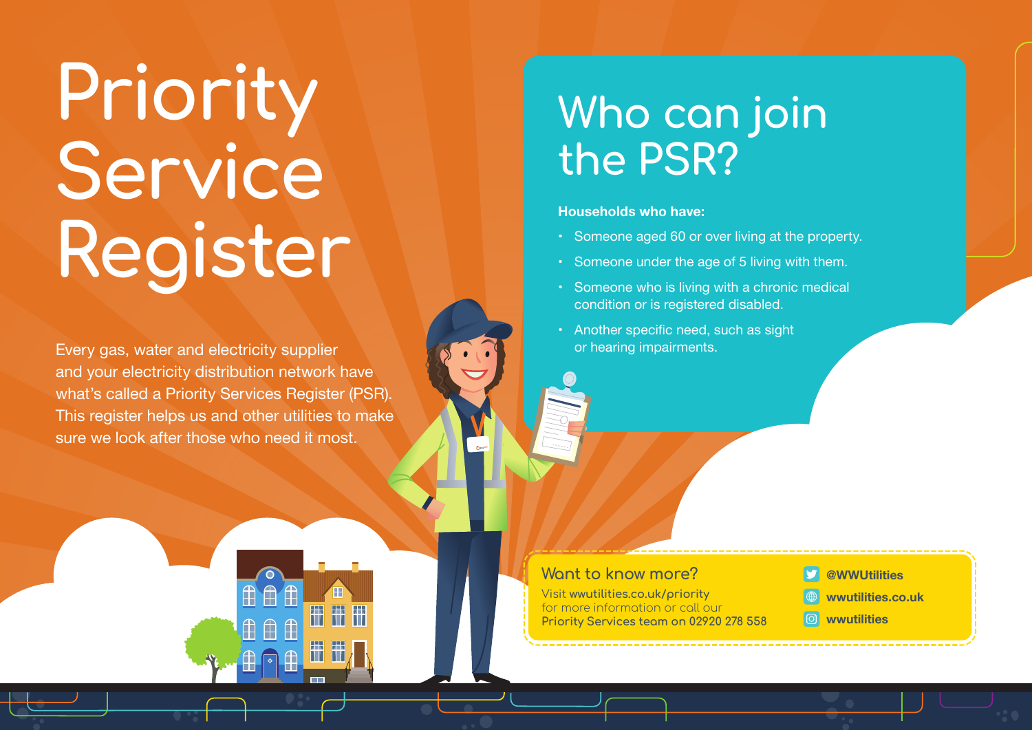# Priority Service Register

Every gas, water and electricity supplier and your electricity distribution network have what's called a Priority Services Register (PSR). This register helps us and other utilities to make sure we look after those who need it most.

## Who can join the PSR?

**Households who have:**

- Someone aged 60 or over living at the property.
- Someone under the age of 5 living with them.
- Someone who is living with a chronic medical condition or is registered disabled.
- Another specific need, such as sight or hearing impairments.

### Want to know more?

Visit wwutilities.co.uk/priority for more information or call our Priority Services team on 02920 278 558

**@WWUtilities**

**wwutilities.co.uk**

**wwutilities**